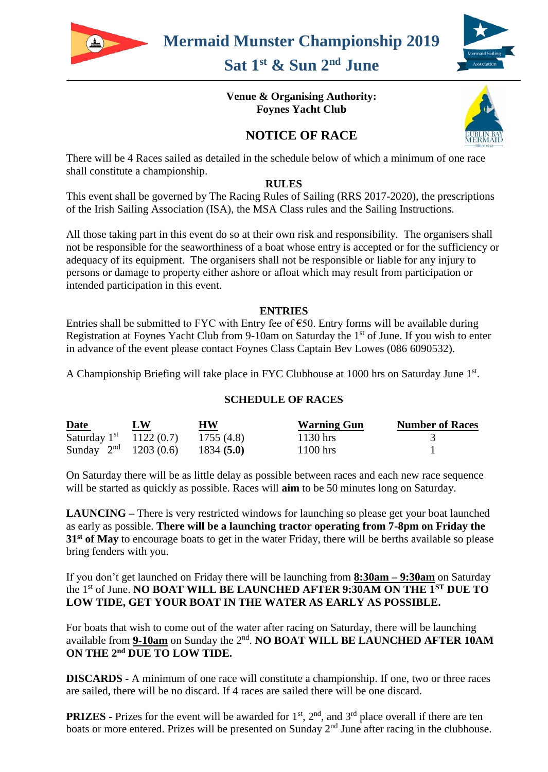# Mermaid Munster Championship 2019

## Sat 1st & Sun 2nd June

**Venue & Organising Authority:**
**Foynes Yacht Club**

## NOTICE OF RACE

There will be 4 Races sailed as detailed in the schedule below of which a minimum of one race shall constitute a championship.

### RULES

This event shall be governed by The Racing Rules of Sailing (RRS 2017-2020), the prescriptions of the Irish Sailing Association (ISA), the MSA Class rules and the Sailing Instructions.

All those taking part in this event do so at their own risk and responsibility. The organisers shall not be responsible for the seaworthiness of a boat whose entry is accepted or for the sufficiency or adequacy of its equipment. The organisers shall not be responsible or liable for any injury to persons or damage to property either ashore or afloat which may result from participation or intended participation in this event.

### ENTRIES

Entries shall be submitted to FYC with Entry fee of €50. Entry forms will be available during Registration at Foynes Yacht Club from 9-10am on Saturday the 1st of June. If you wish to enter in advance of the event please contact Foynes Class Captain Bev Lowes (086 6090532).

A Championship Briefing will take place in FYC Clubhouse at 1000 hrs on Saturday June 1st.

### SCHEDULE OF RACES

| Date | LW | HW | Warning Gun | Number of Races |
|---|---|---|---|---|
| Saturday 1st | 1122 (0.7) | 1755 (4.8) | 1130 hrs | 3 |
| Sunday 2nd | 1203 (0.6) | 1834 **(5.0)** | 1100 hrs | 1 |

On Saturday there will be as little delay as possible between races and each new race sequence will be started as quickly as possible. Races will **aim** to be 50 minutes long on Saturday.

**LAUNCING –** There is very restricted windows for launching so please get your boat launched as early as possible. **There will be a launching tractor operating from 7-8pm on Friday the 31st of May** to encourage boats to get in the water Friday, there will be berths available so please bring fenders with you.

If you don't get launched on Friday there will be launching from **8:30am – 9:30am** on Saturday the 1st of June. **NO BOAT WILL BE LAUNCHED AFTER 9:30AM ON THE 1ST DUE TO LOW TIDE, GET YOUR BOAT IN THE WATER AS EARLY AS POSSIBLE.**

For boats that wish to come out of the water after racing on Saturday, there will be launching available from **9-10am** on Sunday the 2nd. **NO BOAT WILL BE LAUNCHED AFTER 10AM ON THE 2nd DUE TO LOW TIDE.**

**DISCARDS -** A minimum of one race will constitute a championship. If one, two or three races are sailed, there will be no discard. If 4 races are sailed there will be one discard.

**PRIZES -** Prizes for the event will be awarded for 1st, 2nd, and 3rd place overall if there are ten boats or more entered. Prizes will be presented on Sunday 2nd June after racing in the clubhouse.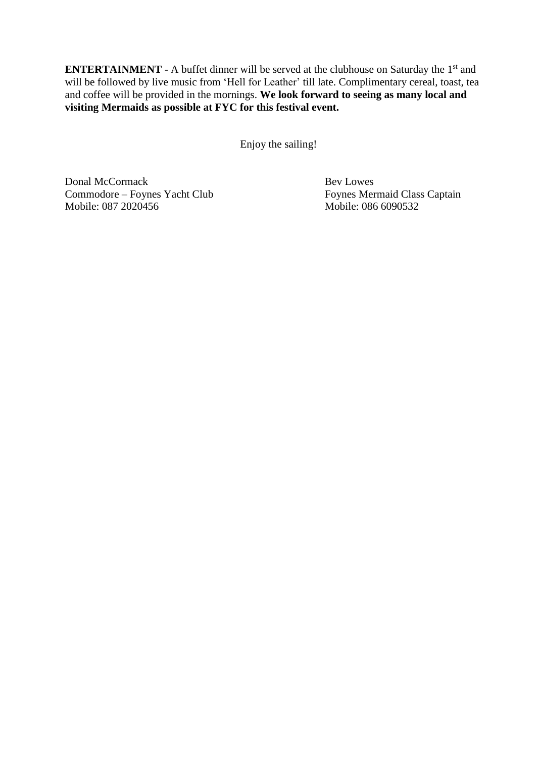**ENTERTAINMENT** - A buffet dinner will be served at the clubhouse on Saturday the 1st and will be followed by live music from 'Hell for Leather' till late. Complimentary cereal, toast, tea and coffee will be provided in the mornings. **We look forward to seeing as many local and visiting Mermaids as possible at FYC for this festival event.**

Enjoy the sailing!

Donal McCormack
Commodore – Foynes Yacht Club
Mobile: 087 2020456

Bev Lowes
Foynes Mermaid Class Captain
Mobile: 086 6090532